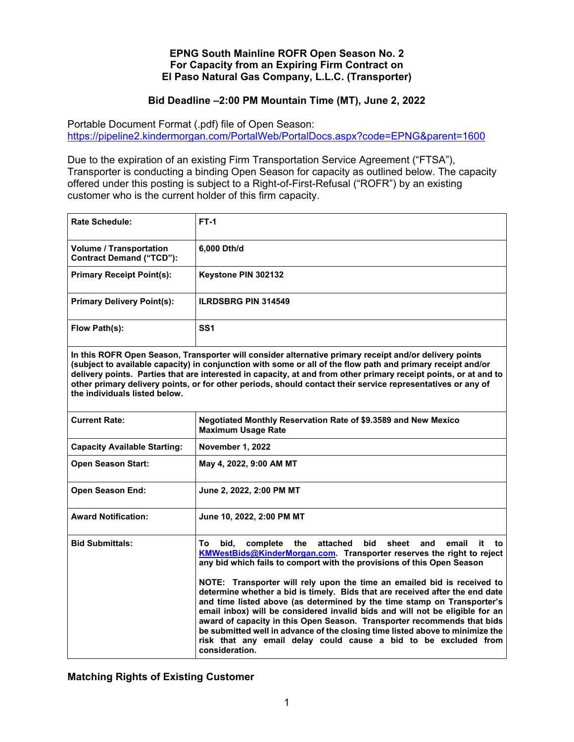# EPNG South Mainline ROFR Open Season No. 2
# For Capacity from an Expiring Firm Contract on
# El Paso Natural Gas Company, L.L.C. (Transporter)

## Bid Deadline –2:00 PM Mountain Time (MT), June 2, 2022

Portable Document Format (.pdf) file of Open Season:
https://pipeline2.kindermorgan.com/PortalWeb/PortalDocs.aspx?code=EPNG&parent=1600

Due to the expiration of an existing Firm Transportation Service Agreement ("FTSA"), Transporter is conducting a binding Open Season for capacity as outlined below. The capacity offered under this posting is subject to a Right-of-First-Refusal ("ROFR") by an existing customer who is the current holder of this firm capacity.

| | |
|---|---|
| **Rate Schedule:** | **FT-1** |
| **Volume / Transportation Contract Demand ("TCD"):** | **6,000 Dth/d** |
| **Primary Receipt Point(s):** | **Keystone PIN 302132** |
| **Primary Delivery Point(s):** | **ILRDSBRG PIN 314549** |
| **Flow Path(s):** | **SS1** |
| **In this ROFR Open Season, Transporter will consider alternative primary receipt and/or delivery points (subject to available capacity) in conjunction with some or all of the flow path and primary receipt and/or delivery points. Parties that are interested in capacity, at and from other primary receipt points, or at and to other primary delivery points, or for other periods, should contact their service representatives or any of the individuals listed below.** | |
| **Current Rate:** | **Negotiated Monthly Reservation Rate of $9.3589 and New Mexico Maximum Usage Rate** |
| **Capacity Available Starting:** | **November 1, 2022** |
| **Open Season Start:** | **May 4, 2022, 9:00 AM MT** |
| **Open Season End:** | **June 2, 2022, 2:00 PM MT** |
| **Award Notification:** | **June 10, 2022, 2:00 PM MT** |
| **Bid Submittals:** | **To bid, complete the attached bid sheet and email it to KMWestBids@KinderMorgan.com. Transporter reserves the right to reject any bid which fails to comport with the provisions of this Open Season**<br><br>**NOTE: Transporter will rely upon the time an emailed bid is received to determine whether a bid is timely. Bids that are received after the end date and time listed above (as determined by the time stamp on Transporter's email inbox) will be considered invalid bids and will not be eligible for an award of capacity in this Open Season. Transporter recommends that bids be submitted well in advance of the closing time listed above to minimize the risk that any email delay could cause a bid to be excluded from consideration.** |

### Matching Rights of Existing Customer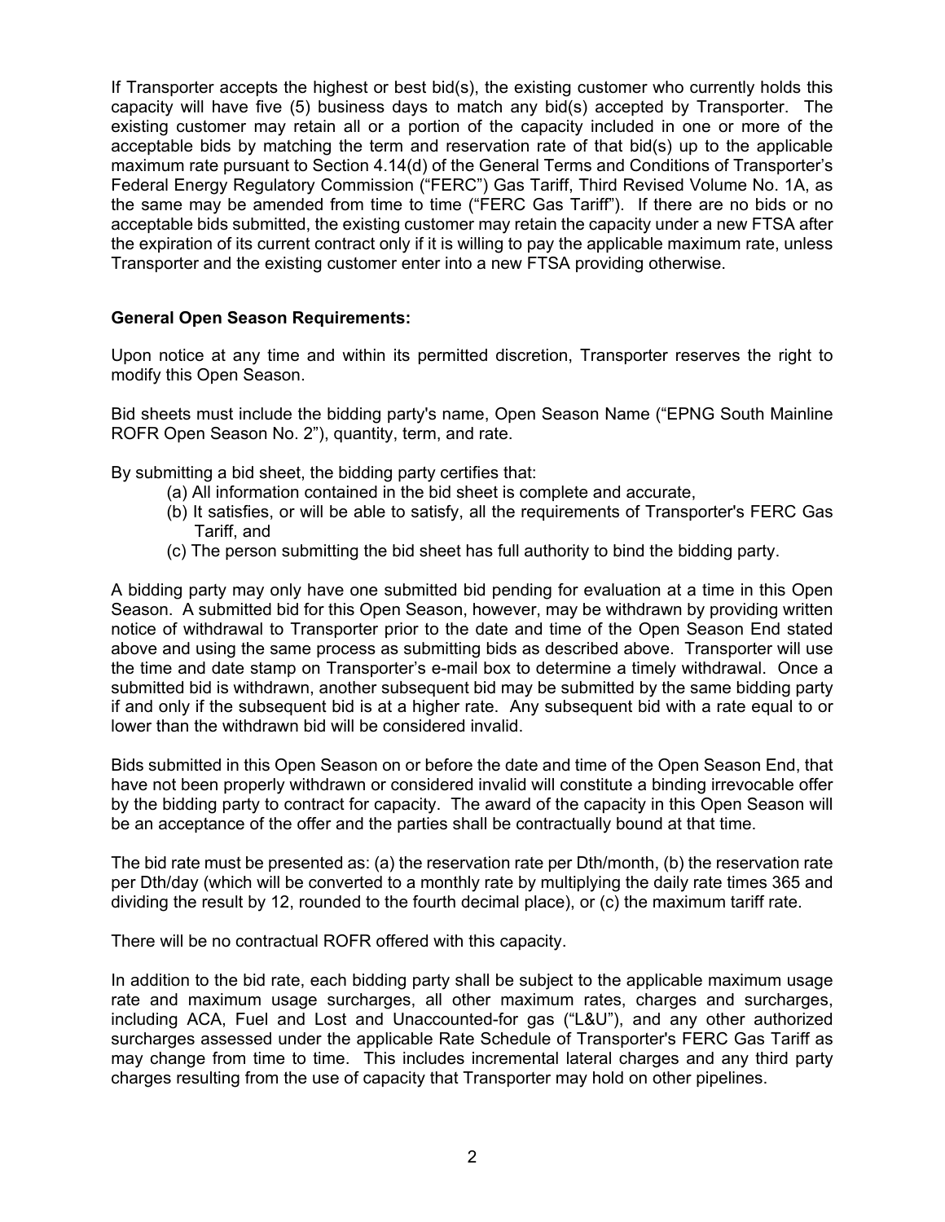If Transporter accepts the highest or best bid(s), the existing customer who currently holds this capacity will have five (5) business days to match any bid(s) accepted by Transporter. The existing customer may retain all or a portion of the capacity included in one or more of the acceptable bids by matching the term and reservation rate of that bid(s) up to the applicable maximum rate pursuant to Section 4.14(d) of the General Terms and Conditions of Transporter's Federal Energy Regulatory Commission ("FERC") Gas Tariff, Third Revised Volume No. 1A, as the same may be amended from time to time ("FERC Gas Tariff"). If there are no bids or no acceptable bids submitted, the existing customer may retain the capacity under a new FTSA after the expiration of its current contract only if it is willing to pay the applicable maximum rate, unless Transporter and the existing customer enter into a new FTSA providing otherwise.

**General Open Season Requirements:**

Upon notice at any time and within its permitted discretion, Transporter reserves the right to modify this Open Season.

Bid sheets must include the bidding party's name, Open Season Name ("EPNG South Mainline ROFR Open Season No. 2"), quantity, term, and rate.

By submitting a bid sheet, the bidding party certifies that:

(a) All information contained in the bid sheet is complete and accurate,

(b) It satisfies, or will be able to satisfy, all the requirements of Transporter's FERC Gas Tariff, and

(c) The person submitting the bid sheet has full authority to bind the bidding party.

A bidding party may only have one submitted bid pending for evaluation at a time in this Open Season. A submitted bid for this Open Season, however, may be withdrawn by providing written notice of withdrawal to Transporter prior to the date and time of the Open Season End stated above and using the same process as submitting bids as described above. Transporter will use the time and date stamp on Transporter's e-mail box to determine a timely withdrawal. Once a submitted bid is withdrawn, another subsequent bid may be submitted by the same bidding party if and only if the subsequent bid is at a higher rate. Any subsequent bid with a rate equal to or lower than the withdrawn bid will be considered invalid.

Bids submitted in this Open Season on or before the date and time of the Open Season End, that have not been properly withdrawn or considered invalid will constitute a binding irrevocable offer by the bidding party to contract for capacity. The award of the capacity in this Open Season will be an acceptance of the offer and the parties shall be contractually bound at that time.

The bid rate must be presented as: (a) the reservation rate per Dth/month, (b) the reservation rate per Dth/day (which will be converted to a monthly rate by multiplying the daily rate times 365 and dividing the result by 12, rounded to the fourth decimal place), or (c) the maximum tariff rate.

There will be no contractual ROFR offered with this capacity.

In addition to the bid rate, each bidding party shall be subject to the applicable maximum usage rate and maximum usage surcharges, all other maximum rates, charges and surcharges, including ACA, Fuel and Lost and Unaccounted-for gas ("L&U"), and any other authorized surcharges assessed under the applicable Rate Schedule of Transporter's FERC Gas Tariff as may change from time to time. This includes incremental lateral charges and any third party charges resulting from the use of capacity that Transporter may hold on other pipelines.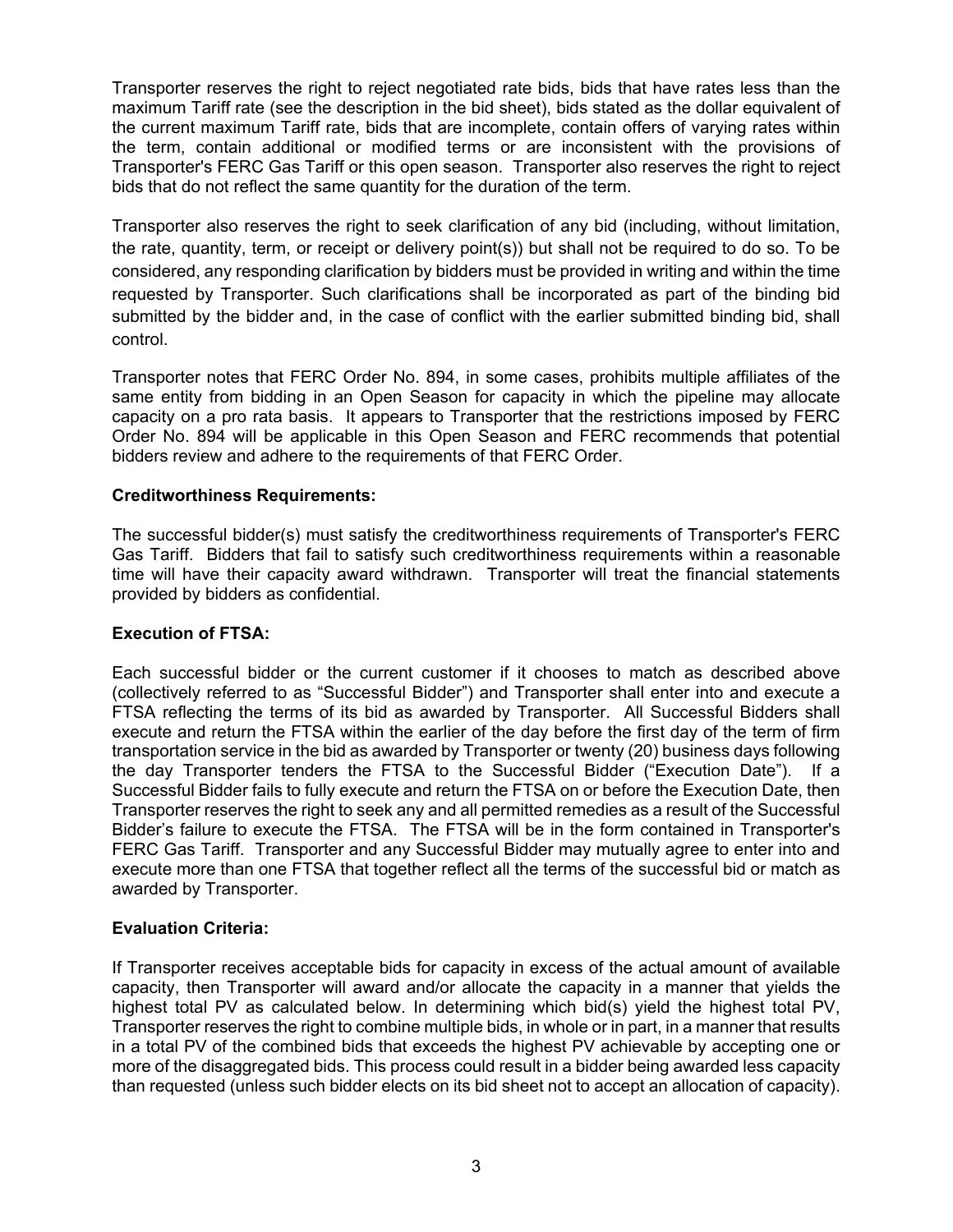Transporter reserves the right to reject negotiated rate bids, bids that have rates less than the maximum Tariff rate (see the description in the bid sheet), bids stated as the dollar equivalent of the current maximum Tariff rate, bids that are incomplete, contain offers of varying rates within the term, contain additional or modified terms or are inconsistent with the provisions of Transporter's FERC Gas Tariff or this open season. Transporter also reserves the right to reject bids that do not reflect the same quantity for the duration of the term.

Transporter also reserves the right to seek clarification of any bid (including, without limitation, the rate, quantity, term, or receipt or delivery point(s)) but shall not be required to do so. To be considered, any responding clarification by bidders must be provided in writing and within the time requested by Transporter. Such clarifications shall be incorporated as part of the binding bid submitted by the bidder and, in the case of conflict with the earlier submitted binding bid, shall control.

Transporter notes that FERC Order No. 894, in some cases, prohibits multiple affiliates of the same entity from bidding in an Open Season for capacity in which the pipeline may allocate capacity on a pro rata basis. It appears to Transporter that the restrictions imposed by FERC Order No. 894 will be applicable in this Open Season and FERC recommends that potential bidders review and adhere to the requirements of that FERC Order.

**Creditworthiness Requirements:**

The successful bidder(s) must satisfy the creditworthiness requirements of Transporter's FERC Gas Tariff. Bidders that fail to satisfy such creditworthiness requirements within a reasonable time will have their capacity award withdrawn. Transporter will treat the financial statements provided by bidders as confidential.

**Execution of FTSA:**

Each successful bidder or the current customer if it chooses to match as described above (collectively referred to as "Successful Bidder") and Transporter shall enter into and execute a FTSA reflecting the terms of its bid as awarded by Transporter. All Successful Bidders shall execute and return the FTSA within the earlier of the day before the first day of the term of firm transportation service in the bid as awarded by Transporter or twenty (20) business days following the day Transporter tenders the FTSA to the Successful Bidder ("Execution Date"). If a Successful Bidder fails to fully execute and return the FTSA on or before the Execution Date, then Transporter reserves the right to seek any and all permitted remedies as a result of the Successful Bidder's failure to execute the FTSA. The FTSA will be in the form contained in Transporter's FERC Gas Tariff. Transporter and any Successful Bidder may mutually agree to enter into and execute more than one FTSA that together reflect all the terms of the successful bid or match as awarded by Transporter.

**Evaluation Criteria:**

If Transporter receives acceptable bids for capacity in excess of the actual amount of available capacity, then Transporter will award and/or allocate the capacity in a manner that yields the highest total PV as calculated below. In determining which bid(s) yield the highest total PV, Transporter reserves the right to combine multiple bids, in whole or in part, in a manner that results in a total PV of the combined bids that exceeds the highest PV achievable by accepting one or more of the disaggregated bids. This process could result in a bidder being awarded less capacity than requested (unless such bidder elects on its bid sheet not to accept an allocation of capacity).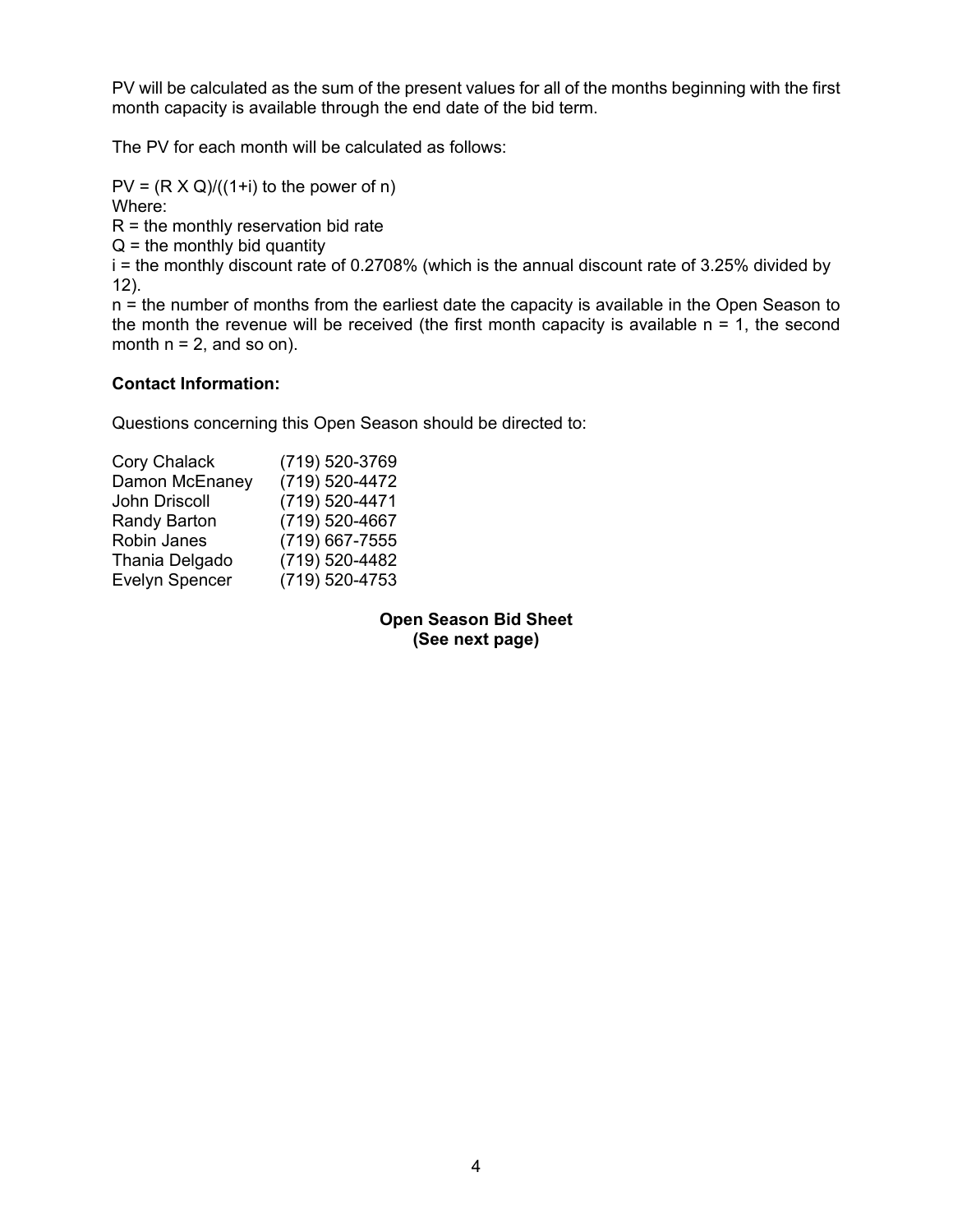PV will be calculated as the sum of the present values for all of the months beginning with the first month capacity is available through the end date of the bid term.

The PV for each month will be calculated as follows:

PV = (R X Q)/((1+i) to the power of n)  
Where:  
R = the monthly reservation bid rate  
Q = the monthly bid quantity  
i = the monthly discount rate of 0.2708% (which is the annual discount rate of 3.25% divided by 12).  
n = the number of months from the earliest date the capacity is available in the Open Season to the month the revenue will be received (the first month capacity is available n = 1, the second month n = 2, and so on).

**Contact Information:**

Questions concerning this Open Season should be directed to:

| | |
|---|---|
| Cory Chalack | (719) 520-3769 |
| Damon McEnaney | (719) 520-4472 |
| John Driscoll | (719) 520-4471 |
| Randy Barton | (719) 520-4667 |
| Robin Janes | (719) 667-7555 |
| Thania Delgado | (719) 520-4482 |
| Evelyn Spencer | (719) 520-4753 |

**Open Season Bid Sheet**  
**(See next page)**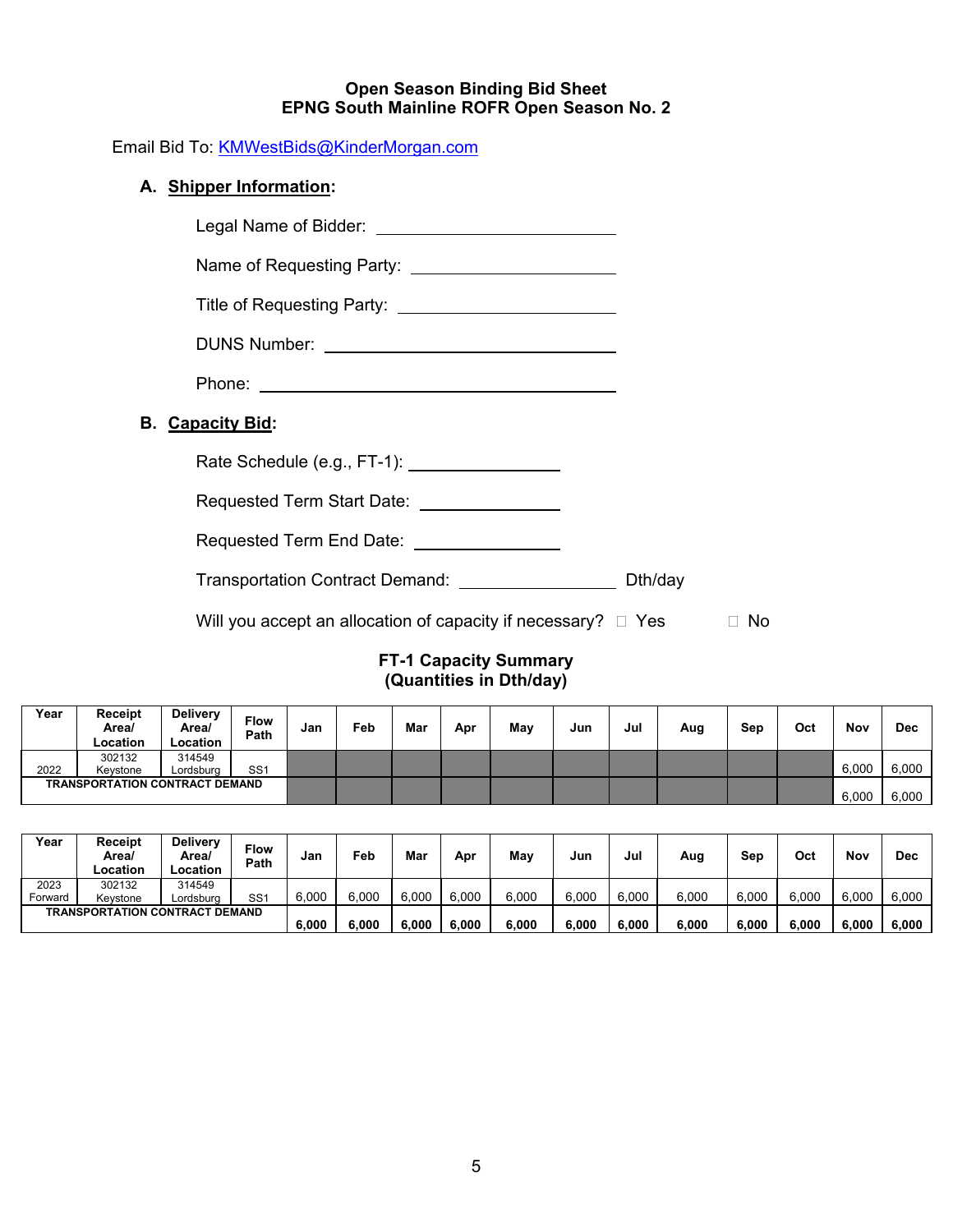**Open Season Binding Bid Sheet**
**EPNG South Mainline ROFR Open Season No. 2**

Email Bid To: KMWestBids@KinderMorgan.com

**A. Shipper Information:**

Legal Name of Bidder: ____________________________

Name of Requesting Party: ________________________

Title of Requesting Party: ________________________

DUNS Number: ______________________________

Phone: ____________________________________

**B. Capacity Bid:**

Rate Schedule (e.g., FT-1): ________________

Requested Term Start Date: ________________

Requested Term End Date: ________________

Transportation Contract Demand: ________________ Dth/day

Will you accept an allocation of capacity if necessary? ☐ Yes ☐ No

**FT-1 Capacity Summary**
**(Quantities in Dth/day)**

| Year | Receipt Area/ Location | Delivery Area/ Location | Flow Path | Jan | Feb | Mar | Apr | May | Jun | Jul | Aug | Sep | Oct | Nov | Dec |
|---|---|---|---|---|---|---|---|---|---|---|---|---|---|---|---|
| 2022 | 302132 Keystone | 314549 Lordsburg | SS1 | | | | | | | | | | | 6,000 | 6,000 |
| TRANSPORTATION CONTRACT DEMAND | | | | | | | | | | | | | | 6,000 | 6,000 |

| Year | Receipt Area/ Location | Delivery Area/ Location | Flow Path | Jan | Feb | Mar | Apr | May | Jun | Jul | Aug | Sep | Oct | Nov | Dec |
|---|---|---|---|---|---|---|---|---|---|---|---|---|---|---|---|
| 2023 Forward | 302132 Keystone | 314549 Lordsburg | SS1 | 6,000 | 6,000 | 6,000 | 6,000 | 6,000 | 6,000 | 6,000 | 6,000 | 6,000 | 6,000 | 6,000 | 6,000 |
| TRANSPORTATION CONTRACT DEMAND | | | | **6,000** | **6,000** | **6,000** | **6,000** | **6,000** | **6,000** | **6,000** | **6,000** | **6,000** | **6,000** | **6,000** | **6,000** |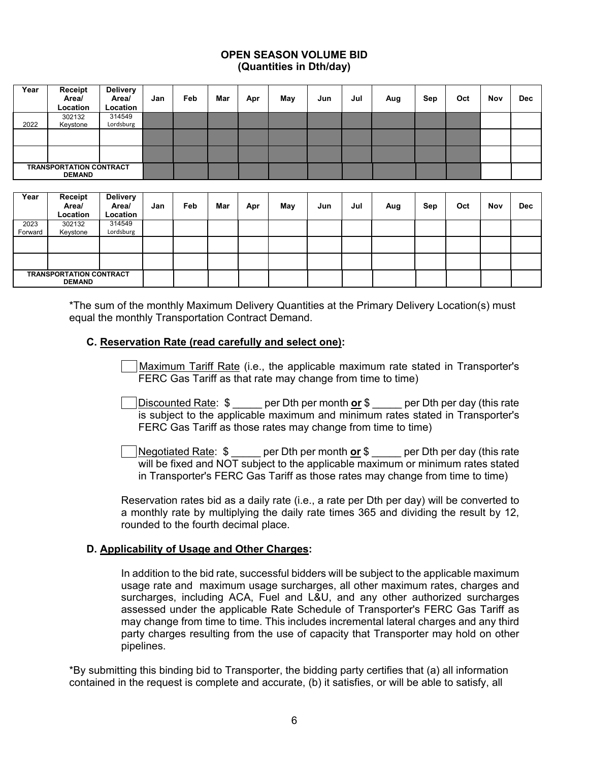## OPEN SEASON VOLUME BID
### (Quantities in Dth/day)

| Year | Receipt Area/ Location | Delivery Area/ Location | Jan | Feb | Mar | Apr | May | Jun | Jul | Aug | Sep | Oct | Nov | Dec |
|---|---|---|---|---|---|---|---|---|---|---|---|---|---|---|
| 2022 | 302132 Keystone | 314549 Lordsburg | | | | | | | | | | | | |
| | | | | | | | | | | | | | | |
| | | | | | | | | | | | | | | |
| TRANSPORTATION CONTRACT DEMAND | | | | | | | | | | | | | | |

| Year | Receipt Area/ Location | Delivery Area/ Location | Jan | Feb | Mar | Apr | May | Jun | Jul | Aug | Sep | Oct | Nov | Dec |
|---|---|---|---|---|---|---|---|---|---|---|---|---|---|---|
| 2023 Forward | 302132 Keystone | 314549 Lordsburg | | | | | | | | | | | | |
| | | | | | | | | | | | | | | |
| | | | | | | | | | | | | | | |
| TRANSPORTATION CONTRACT DEMAND | | | | | | | | | | | | | | |

*The sum of the monthly Maximum Delivery Quantities at the Primary Delivery Location(s) must equal the monthly Transportation Contract Demand.

**C. Reservation Rate (read carefully and select one):**

☐ Maximum Tariff Rate (i.e., the applicable maximum rate stated in Transporter's FERC Gas Tariff as that rate may change from time to time)

☐ Discounted Rate: $ _____ per Dth per month **or** $ _____ per Dth per day (this rate is subject to the applicable maximum and minimum rates stated in Transporter's FERC Gas Tariff as those rates may change from time to time)

☐ Negotiated Rate: $ _____ per Dth per month **or** $ _____ per Dth per day (this rate will be fixed and NOT subject to the applicable maximum or minimum rates stated in Transporter's FERC Gas Tariff as those rates may change from time to time)

Reservation rates bid as a daily rate (i.e., a rate per Dth per day) will be converted to a monthly rate by multiplying the daily rate times 365 and dividing the result by 12, rounded to the fourth decimal place.

**D. Applicability of Usage and Other Charges:**

In addition to the bid rate, successful bidders will be subject to the applicable maximum usage rate and maximum usage surcharges, all other maximum rates, charges and surcharges, including ACA, Fuel and L&U, and any other authorized surcharges assessed under the applicable Rate Schedule of Transporter's FERC Gas Tariff as may change from time to time. This includes incremental lateral charges and any third party charges resulting from the use of capacity that Transporter may hold on other pipelines.

*By submitting this binding bid to Transporter, the bidding party certifies that (a) all information contained in the request is complete and accurate, (b) it satisfies, or will be able to satisfy, all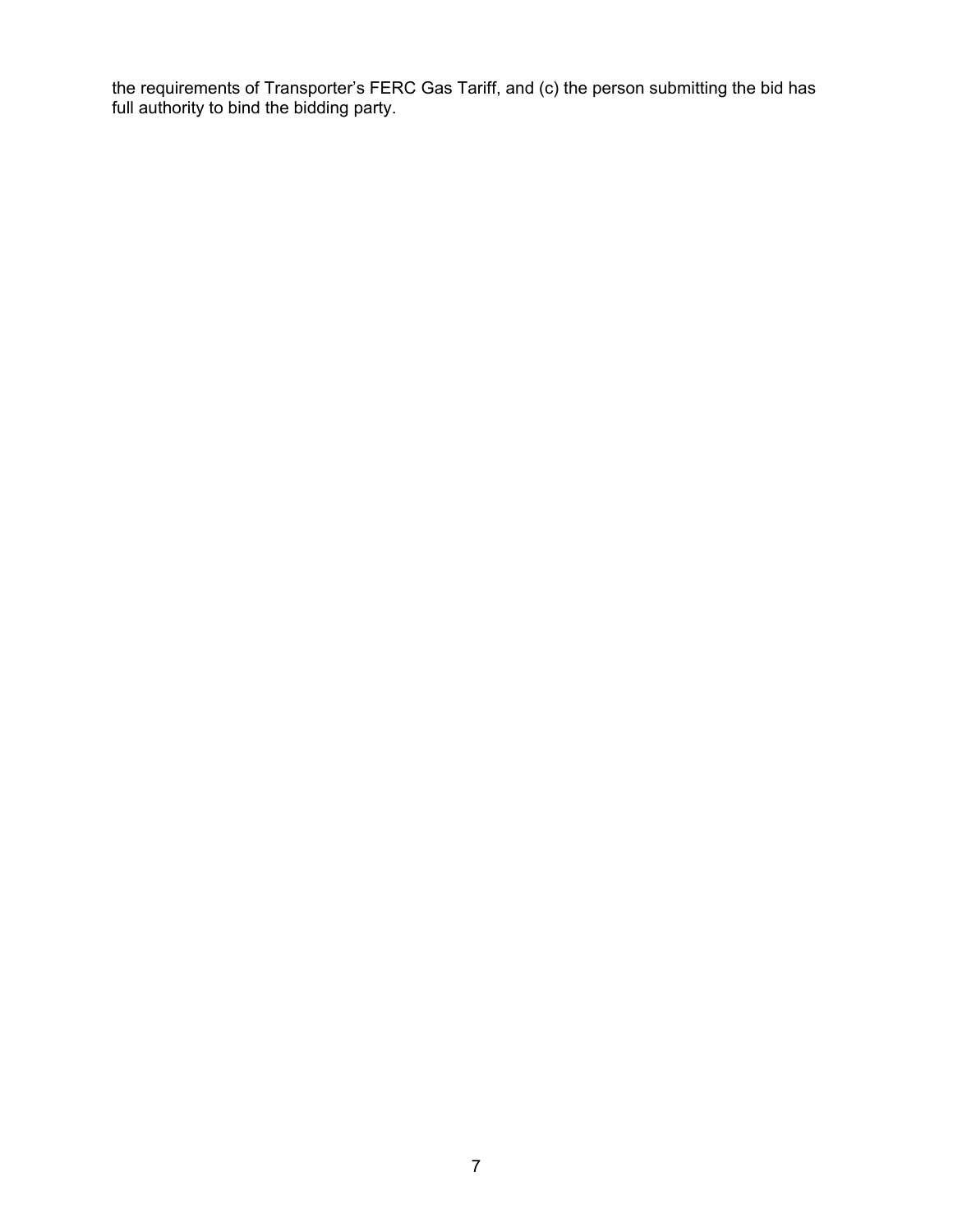the requirements of Transporter's FERC Gas Tariff, and (c) the person submitting the bid has full authority to bind the bidding party.